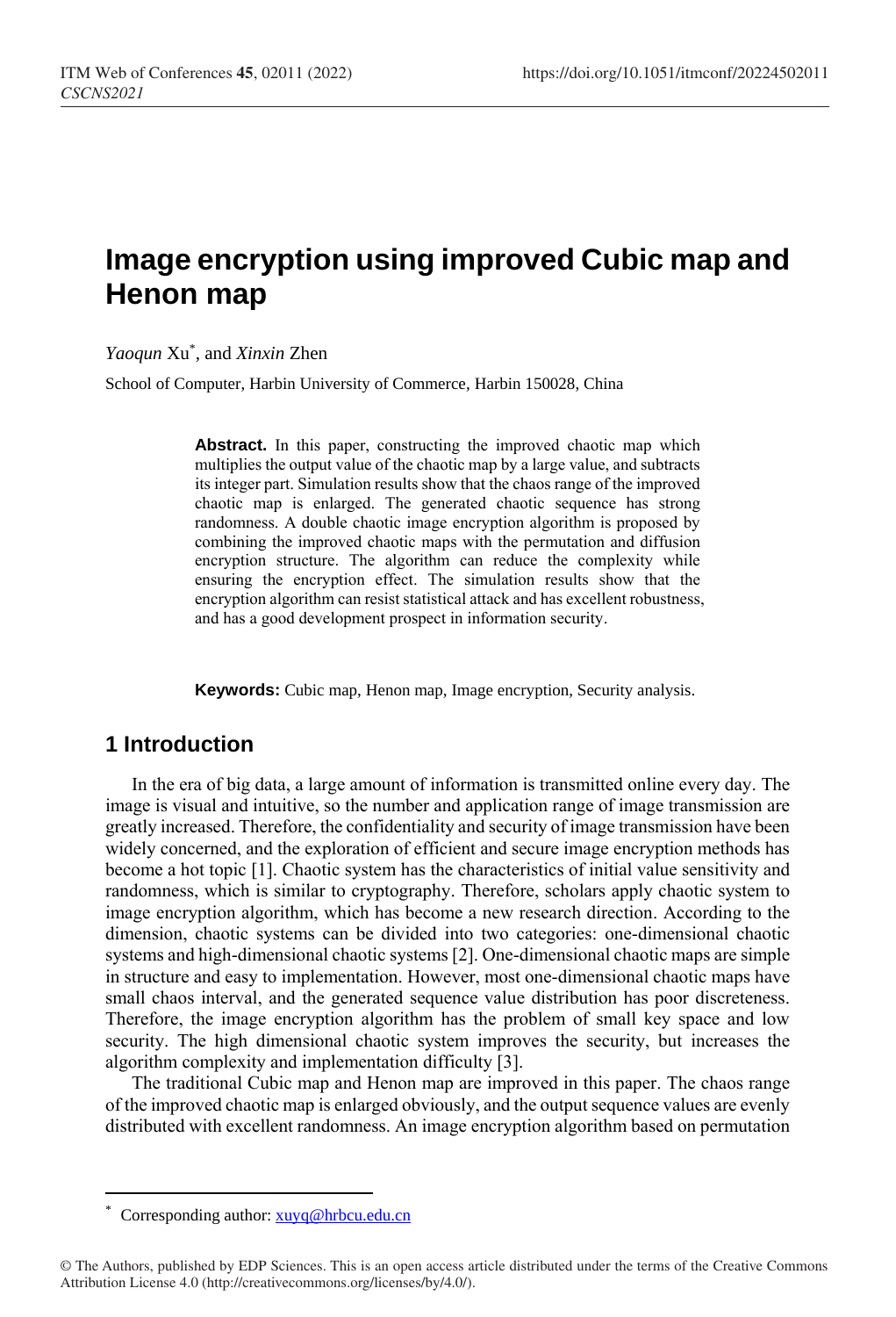# Image encryption using improved Cubic map and Henon map

*Yaoqun* Xu*, and *Xinxin* Zhen

School of Computer, Harbin University of Commerce, Harbin 150028, China

> **Abstract.** In this paper, constructing the improved chaotic map which multiplies the output value of the chaotic map by a large value, and subtracts its integer part. Simulation results show that the chaos range of the improved chaotic map is enlarged. The generated chaotic sequence has strong randomness. A double chaotic image encryption algorithm is proposed by combining the improved chaotic maps with the permutation and diffusion encryption structure. The algorithm can reduce the complexity while ensuring the encryption effect. The simulation results show that the encryption algorithm can resist statistical attack and has excellent robustness, and has a good development prospect in information security.

**Keywords:** Cubic map, Henon map, Image encryption, Security analysis.

## 1 Introduction

In the era of big data, a large amount of information is transmitted online every day. The image is visual and intuitive, so the number and application range of image transmission are greatly increased. Therefore, the confidentiality and security of image transmission have been widely concerned, and the exploration of efficient and secure image encryption methods has become a hot topic [1]. Chaotic system has the characteristics of initial value sensitivity and randomness, which is similar to cryptography. Therefore, scholars apply chaotic system to image encryption algorithm, which has become a new research direction. According to the dimension, chaotic systems can be divided into two categories: one-dimensional chaotic systems and high-dimensional chaotic systems [2]. One-dimensional chaotic maps are simple in structure and easy to implementation. However, most one-dimensional chaotic maps have small chaos interval, and the generated sequence value distribution has poor discreteness. Therefore, the image encryption algorithm has the problem of small key space and low security. The high dimensional chaotic system improves the security, but increases the algorithm complexity and implementation difficulty [3].

The traditional Cubic map and Henon map are improved in this paper. The chaos range of the improved chaotic map is enlarged obviously, and the output sequence values are evenly distributed with excellent randomness. An image encryption algorithm based on permutation

* Corresponding author: xuyq@hrbcu.edu.cn

© The Authors, published by EDP Sciences. This is an open access article distributed under the terms of the Creative Commons Attribution License 4.0 (http://creativecommons.org/licenses/by/4.0/).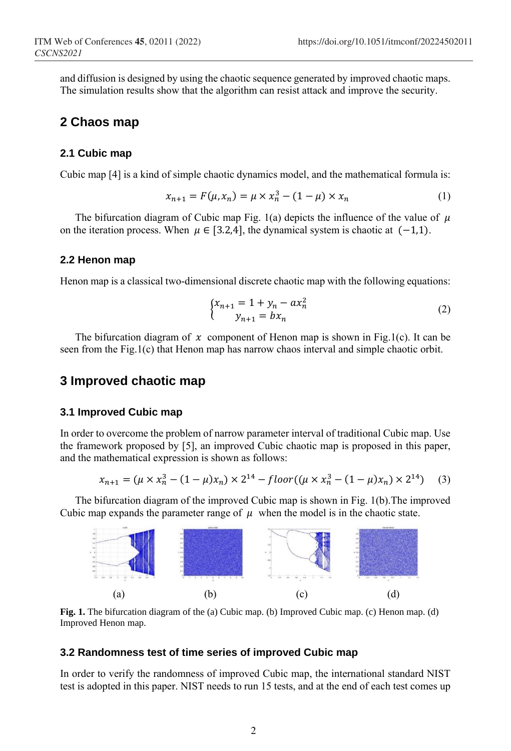and diffusion is designed by using the chaotic sequence generated by improved chaotic maps. The simulation results show that the algorithm can resist attack and improve the security.

## 2 Chaos map

### 2.1 Cubic map

Cubic map [4] is a kind of simple chaotic dynamics model, and the mathematical formula is:

$$x_{n+1} = F(\mu, x_n) = \mu \times x_n^3 - (1-\mu) \times x_n \tag{1}$$

The bifurcation diagram of Cubic map Fig. 1(a) depicts the influence of the value of $\mu$ on the iteration process. When $\mu \in [3.2,4]$, the dynamical system is chaotic at $(-1,1)$.

### 2.2 Henon map

Henon map is a classical two-dimensional discrete chaotic map with the following equations:

$$\begin{cases} x_{n+1} = 1 + y_n - a x_n^2 \\ y_{n+1} = b x_n \end{cases} \tag{2}$$

The bifurcation diagram of $x$ component of Henon map is shown in Fig.1(c). It can be seen from the Fig.1(c) that Henon map has narrow chaos interval and simple chaotic orbit.

## 3 Improved chaotic map

### 3.1 Improved Cubic map

In order to overcome the problem of narrow parameter interval of traditional Cubic map. Use the framework proposed by [5], an improved Cubic chaotic map is proposed in this paper, and the mathematical expression is shown as follows:

$$x_{n+1} = (\mu \times x_n^3 - (1-\mu)x_n) \times 2^{14} - floor((\mu \times x_n^3 - (1-\mu)x_n) \times 2^{14}) \tag{3}$$

The bifurcation diagram of the improved Cubic map is shown in Fig. 1(b).The improved Cubic map expands the parameter range of $\mu$ when the model is in the chaotic state.

(a) (b) (c) (d)

**Fig. 1.** The bifurcation diagram of the (a) Cubic map. (b) Improved Cubic map. (c) Henon map. (d) Improved Henon map.

### 3.2 Randomness test of time series of improved Cubic map

In order to verify the randomness of improved Cubic map, the international standard NIST test is adopted in this paper. NIST needs to run 15 tests, and at the end of each test comes up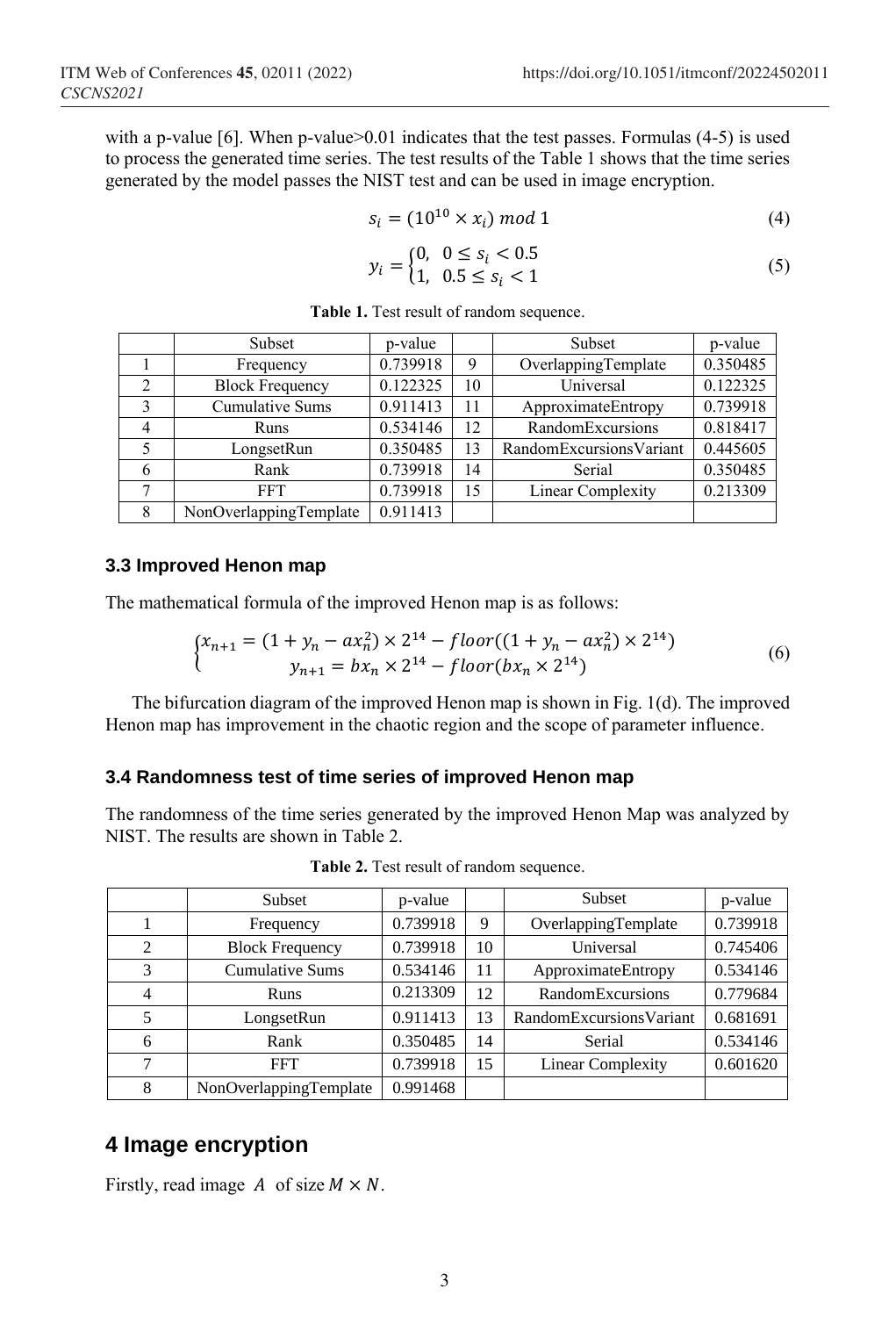with a p-value [6]. When p-value>0.01 indicates that the test passes. Formulas (4-5) is used to process the generated time series. The test results of the Table 1 shows that the time series generated by the model passes the NIST test and can be used in image encryption.

$$s_i = (10^{10} \times x_i) \bmod 1 \tag{4}$$

$$y_i = \begin{cases} 0, & 0 \le s_i < 0.5 \\ 1, & 0.5 \le s_i < 1 \end{cases} \tag{5}$$

**Table 1.** Test result of random sequence.

| | Subset | p-value | | Subset | p-value |
|---|---|---|---|---|---|
| 1 | Frequency | 0.739918 | 9 | OverlappingTemplate | 0.350485 |
| 2 | Block Frequency | 0.122325 | 10 | Universal | 0.122325 |
| 3 | Cumulative Sums | 0.911413 | 11 | ApproximateEntropy | 0.739918 |
| 4 | Runs | 0.534146 | 12 | RandomExcursions | 0.818417 |
| 5 | LongsetRun | 0.350485 | 13 | RandomExcursionsVariant | 0.445605 |
| 6 | Rank | 0.739918 | 14 | Serial | 0.350485 |
| 7 | FFT | 0.739918 | 15 | Linear Complexity | 0.213309 |
| 8 | NonOverlappingTemplate | 0.911413 | | | |

### 3.3 Improved Henon map

The mathematical formula of the improved Henon map is as follows:

$$\begin{cases} x_{n+1} = (1 + y_n - ax_n^2) \times 2^{14} - floor((1 + y_n - ax_n^2) \times 2^{14}) \\ y_{n+1} = bx_n \times 2^{14} - floor(bx_n \times 2^{14}) \end{cases} \tag{6}$$

The bifurcation diagram of the improved Henon map is shown in Fig. 1(d). The improved Henon map has improvement in the chaotic region and the scope of parameter influence.

### 3.4 Randomness test of time series of improved Henon map

The randomness of the time series generated by the improved Henon Map was analyzed by NIST. The results are shown in Table 2.

**Table 2.** Test result of random sequence.

| | Subset | p-value | | Subset | p-value |
|---|---|---|---|---|---|
| 1 | Frequency | 0.739918 | 9 | OverlappingTemplate | 0.739918 |
| 2 | Block Frequency | 0.739918 | 10 | Universal | 0.745406 |
| 3 | Cumulative Sums | 0.534146 | 11 | ApproximateEntropy | 0.534146 |
| 4 | Runs | 0.213309 | 12 | RandomExcursions | 0.779684 |
| 5 | LongsetRun | 0.911413 | 13 | RandomExcursionsVariant | 0.681691 |
| 6 | Rank | 0.350485 | 14 | Serial | 0.534146 |
| 7 | FFT | 0.739918 | 15 | Linear Complexity | 0.601620 |
| 8 | NonOverlappingTemplate | 0.991468 | | | |

## 4 Image encryption

Firstly, read image $A$ of size $M \times N$.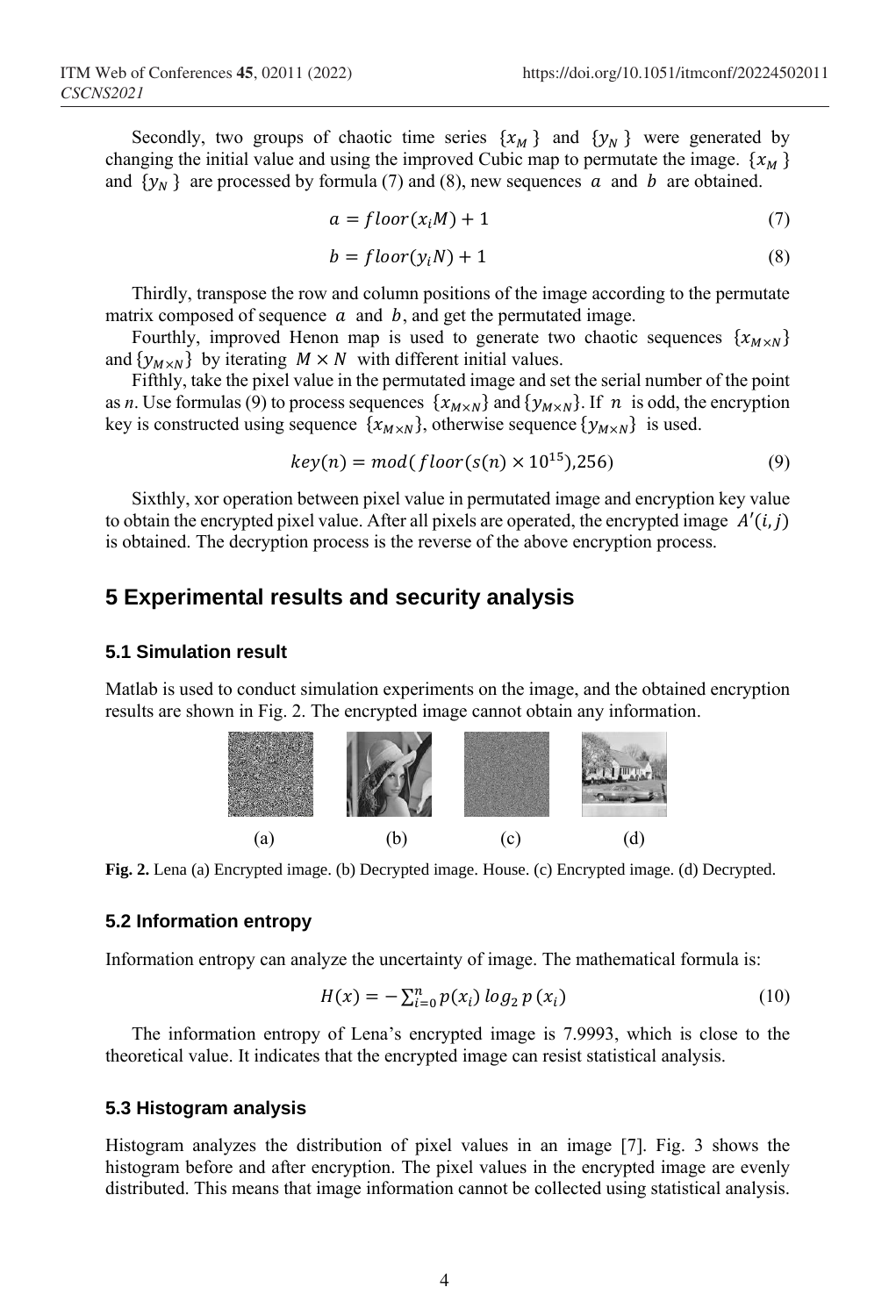Secondly, two groups of chaotic time series $\{x_M\}$ and $\{y_N\}$ were generated by changing the initial value and using the improved Cubic map to permutate the image. $\{x_M\}$ and $\{y_N\}$ are processed by formula (7) and (8), new sequences $a$ and $b$ are obtained.

$$a = floor(x_i M) + 1 \tag{7}$$

$$b = floor(y_i N) + 1 \tag{8}$$

Thirdly, transpose the row and column positions of the image according to the permutate matrix composed of sequence $a$ and $b$, and get the permutated image.

Fourthly, improved Henon map is used to generate two chaotic sequences $\{x_{M\times N}\}$ and $\{y_{M\times N}\}$ by iterating $M \times N$ with different initial values.

Fifthly, take the pixel value in the permutated image and set the serial number of the point as *n*. Use formulas (9) to process sequences $\{x_{M\times N}\}$ and $\{y_{M\times N}\}$. If $n$ is odd, the encryption key is constructed using sequence $\{x_{M\times N}\}$, otherwise sequence $\{y_{M\times N}\}$ is used.

$$key(n) = mod(floor(s(n) \times 10^{15}), 256) \tag{9}$$

Sixthly, xor operation between pixel value in permutated image and encryption key value to obtain the encrypted pixel value. After all pixels are operated, the encrypted image $A'(i, j)$ is obtained. The decryption process is the reverse of the above encryption process.

## 5 Experimental results and security analysis

### 5.1 Simulation result

Matlab is used to conduct simulation experiments on the image, and the obtained encryption results are shown in Fig. 2. The encrypted image cannot obtain any information.

(a) (b) (c) (d)

**Fig. 2.** Lena (a) Encrypted image. (b) Decrypted image. House. (c) Encrypted image. (d) Decrypted.

### 5.2 Information entropy

Information entropy can analyze the uncertainty of image. The mathematical formula is:

$$H(x) = -\sum_{i=0}^{n} p(x_i) \log_2 p(x_i) \tag{10}$$

The information entropy of Lena's encrypted image is 7.9993, which is close to the theoretical value. It indicates that the encrypted image can resist statistical analysis.

### 5.3 Histogram analysis

Histogram analyzes the distribution of pixel values in an image [7]. Fig. 3 shows the histogram before and after encryption. The pixel values in the encrypted image are evenly distributed. This means that image information cannot be collected using statistical analysis.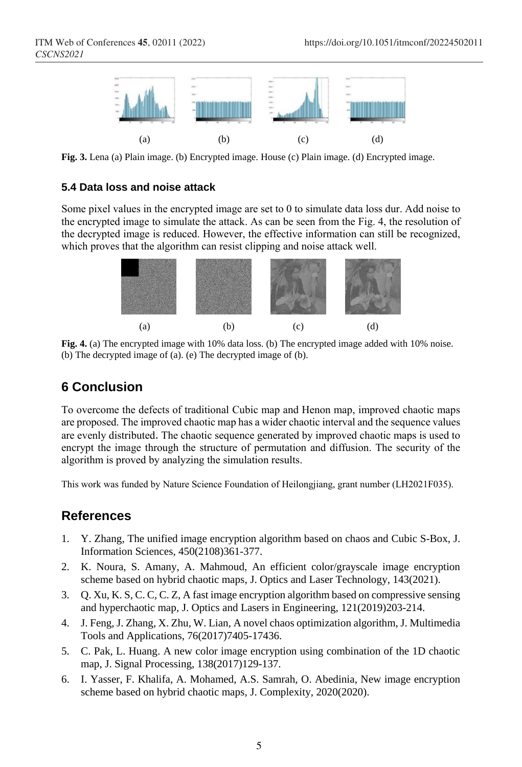(a) (b) (c) (d)

**Fig. 3.** Lena (a) Plain image. (b) Encrypted image. House (c) Plain image. (d) Encrypted image.

### 5.4 Data loss and noise attack

Some pixel values in the encrypted image are set to 0 to simulate data loss dur. Add noise to the encrypted image to simulate the attack. As can be seen from the Fig. 4, the resolution of the decrypted image is reduced. However, the effective information can still be recognized, which proves that the algorithm can resist clipping and noise attack well.

(a) (b) (c) (d)

**Fig. 4.** (a) The encrypted image with 10% data loss. (b) The encrypted image added with 10% noise. (b) The decrypted image of (a). (e) The decrypted image of (b).

## 6 Conclusion

To overcome the defects of traditional Cubic map and Henon map, improved chaotic maps are proposed. The improved chaotic map has a wider chaotic interval and the sequence values are evenly distributed. The chaotic sequence generated by improved chaotic maps is used to encrypt the image through the structure of permutation and diffusion. The security of the algorithm is proved by analyzing the simulation results.

This work was funded by Nature Science Foundation of Heilongjiang, grant number (LH2021F035).

## References

1. Y. Zhang, The unified image encryption algorithm based on chaos and Cubic S-Box, J. Information Sciences, 450(2108)361-377.
2. K. Noura, S. Amany, A. Mahmoud, An efficient color/grayscale image encryption scheme based on hybrid chaotic maps, J. Optics and Laser Technology, 143(2021).
3. Q. Xu, K. S, C. C, C. Z, A fast image encryption algorithm based on compressive sensing and hyperchaotic map, J. Optics and Lasers in Engineering, 121(2019)203-214.
4. J. Feng, J. Zhang, X. Zhu, W. Lian, A novel chaos optimization algorithm, J. Multimedia Tools and Applications, 76(2017)7405-17436.
5. C. Pak, L. Huang. A new color image encryption using combination of the 1D chaotic map, J. Signal Processing, 138(2017)129-137.
6. I. Yasser, F. Khalifa, A. Mohamed, A.S. Samrah, O. Abedinia, New image encryption scheme based on hybrid chaotic maps, J. Complexity, 2020(2020).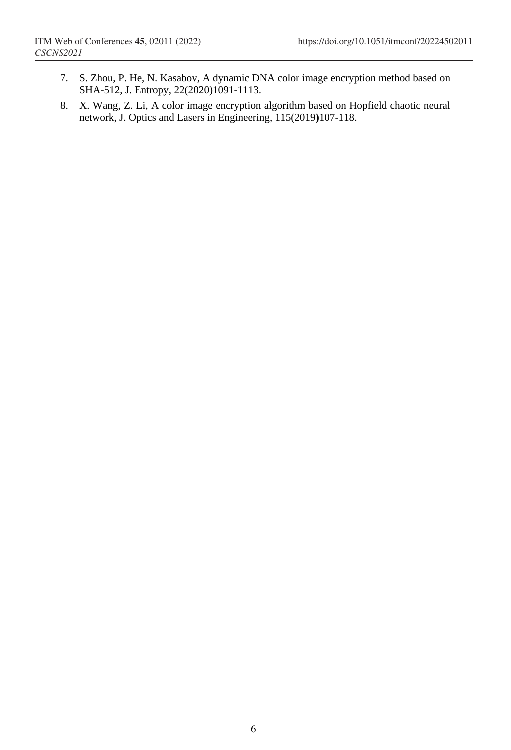7. S. Zhou, P. He, N. Kasabov, A dynamic DNA color image encryption method based on SHA-512, J. Entropy, 22(2020)1091-1113.
8. X. Wang, Z. Li, A color image encryption algorithm based on Hopfield chaotic neural network, J. Optics and Lasers in Engineering, 115(2019)107-118.